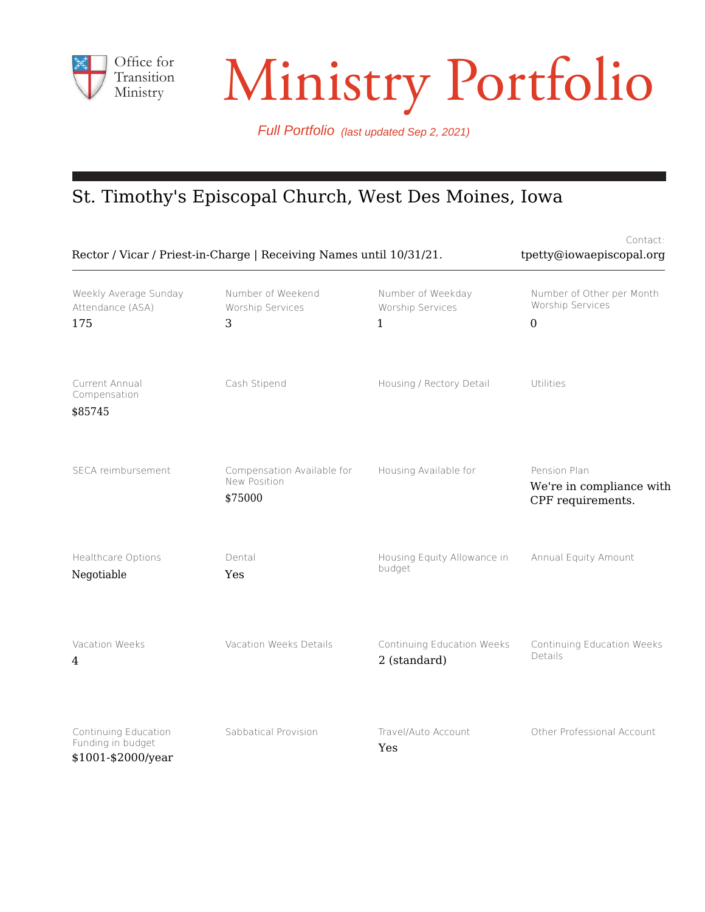Office for Transition Ministry

# Ministry Portfolio

*Full Portfolio (last updated Sep 2, 2021)*

## St. Timothy's Episcopal Church, West Des Moines, Iowa

Rector / Vicar / Priest-in-Charge | Receiving Names until 10/31/21.

Contact: tpetty@iowaepiscopal.org

| Weekly Average Sunday Attendance (ASA) | Number of Weekend Worship Services | Number of Weekday Worship Services | Number of Other per Month Worship Services |
|---|---|---|---|
| 175 | 3 | 1 | 0 |
| **Current Annual Compensation** | **Cash Stipend** | **Housing / Rectory Detail** | **Utilities** |
| $85745 | | | |
| **SECA reimbursement** | **Compensation Available for New Position** | **Housing Available for** | **Pension Plan** |
| | $75000 | | We're in compliance with CPF requirements. |
| **Healthcare Options** | **Dental** | **Housing Equity Allowance in budget** | **Annual Equity Amount** |
| Negotiable | Yes | | |
| **Vacation Weeks** | **Vacation Weeks Details** | **Continuing Education Weeks** | **Continuing Education Weeks Details** |
| 4 | | 2 (standard) | |
| **Continuing Education Funding in budget** | **Sabbatical Provision** | **Travel/Auto Account** | **Other Professional Account** |
| $1001-$2000/year | | Yes | |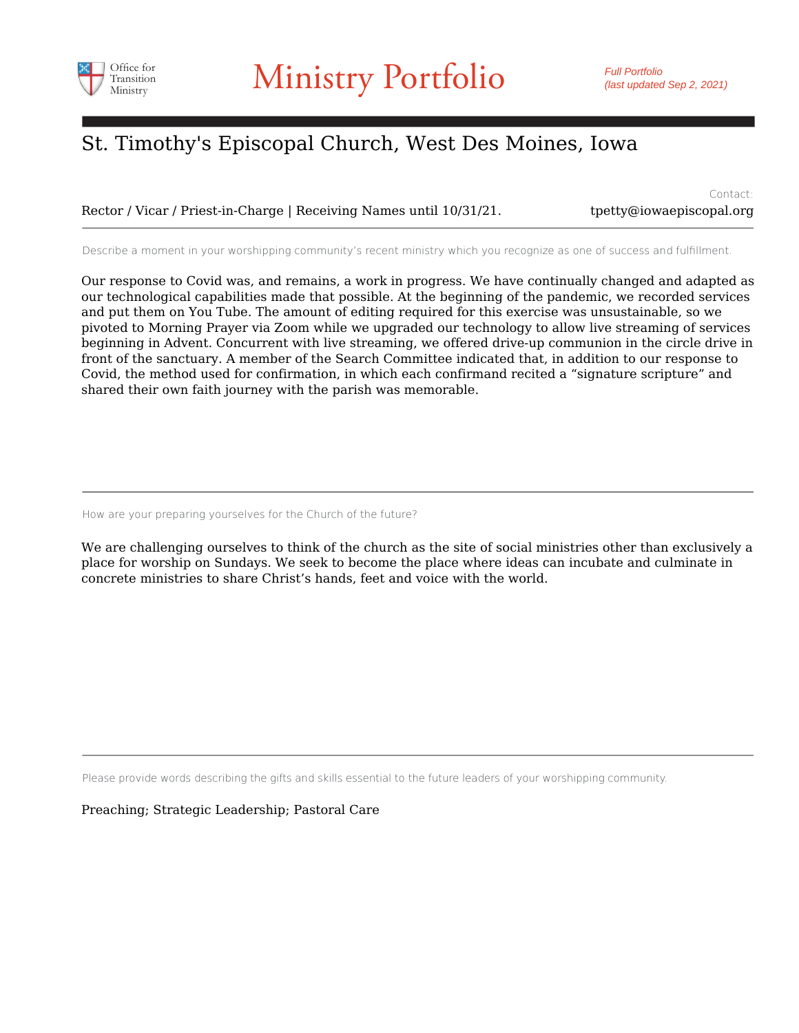# St. Timothy's Episcopal Church, West Des Moines, Iowa

Rector / Vicar / Priest-in-Charge | Receiving Names until 10/31/21.

Contact: tpetty@iowaepiscopal.org

---

Describe a moment in your worshipping community's recent ministry which you recognize as one of success and fulfillment.

Our response to Covid was, and remains, a work in progress. We have continually changed and adapted as our technological capabilities made that possible. At the beginning of the pandemic, we recorded services and put them on You Tube. The amount of editing required for this exercise was unsustainable, so we pivoted to Morning Prayer via Zoom while we upgraded our technology to allow live streaming of services beginning in Advent. Concurrent with live streaming, we offered drive-up communion in the circle drive in front of the sanctuary. A member of the Search Committee indicated that, in addition to our response to Covid, the method used for confirmation, in which each confirmand recited a "signature scripture" and shared their own faith journey with the parish was memorable.

---

How are your preparing yourselves for the Church of the future?

We are challenging ourselves to think of the church as the site of social ministries other than exclusively a place for worship on Sundays. We seek to become the place where ideas can incubate and culminate in concrete ministries to share Christ's hands, feet and voice with the world.

---

Please provide words describing the gifts and skills essential to the future leaders of your worshipping community.

Preaching; Strategic Leadership; Pastoral Care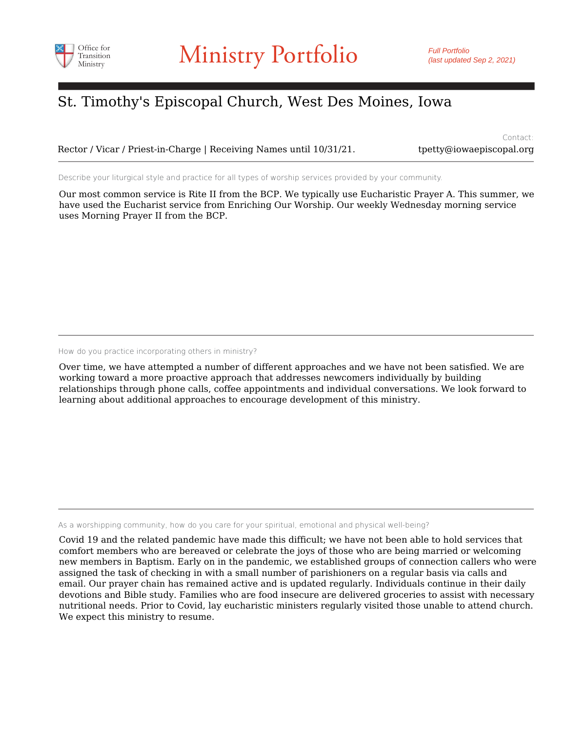St. Timothy's Episcopal Church, West Des Moines, Iowa

Rector / Vicar / Priest-in-Charge | Receiving Names until 10/31/21.

Contact:
tpetty@iowaepiscopal.org

Describe your liturgical style and practice for all types of worship services provided by your community.

Our most common service is Rite II from the BCP. We typically use Eucharistic Prayer A. This summer, we have used the Eucharist service from Enriching Our Worship. Our weekly Wednesday morning service uses Morning Prayer II from the BCP.

---

How do you practice incorporating others in ministry?

Over time, we have attempted a number of different approaches and we have not been satisfied. We are working toward a more proactive approach that addresses newcomers individually by building relationships through phone calls, coffee appointments and individual conversations. We look forward to learning about additional approaches to encourage development of this ministry.

---

As a worshipping community, how do you care for your spiritual, emotional and physical well-being?

Covid 19 and the related pandemic have made this difficult; we have not been able to hold services that comfort members who are bereaved or celebrate the joys of those who are being married or welcoming new members in Baptism. Early on in the pandemic, we established groups of connection callers who were assigned the task of checking in with a small number of parishioners on a regular basis via calls and email. Our prayer chain has remained active and is updated regularly. Individuals continue in their daily devotions and Bible study. Families who are food insecure are delivered groceries to assist with necessary nutritional needs. Prior to Covid, lay eucharistic ministers regularly visited those unable to attend church. We expect this ministry to resume.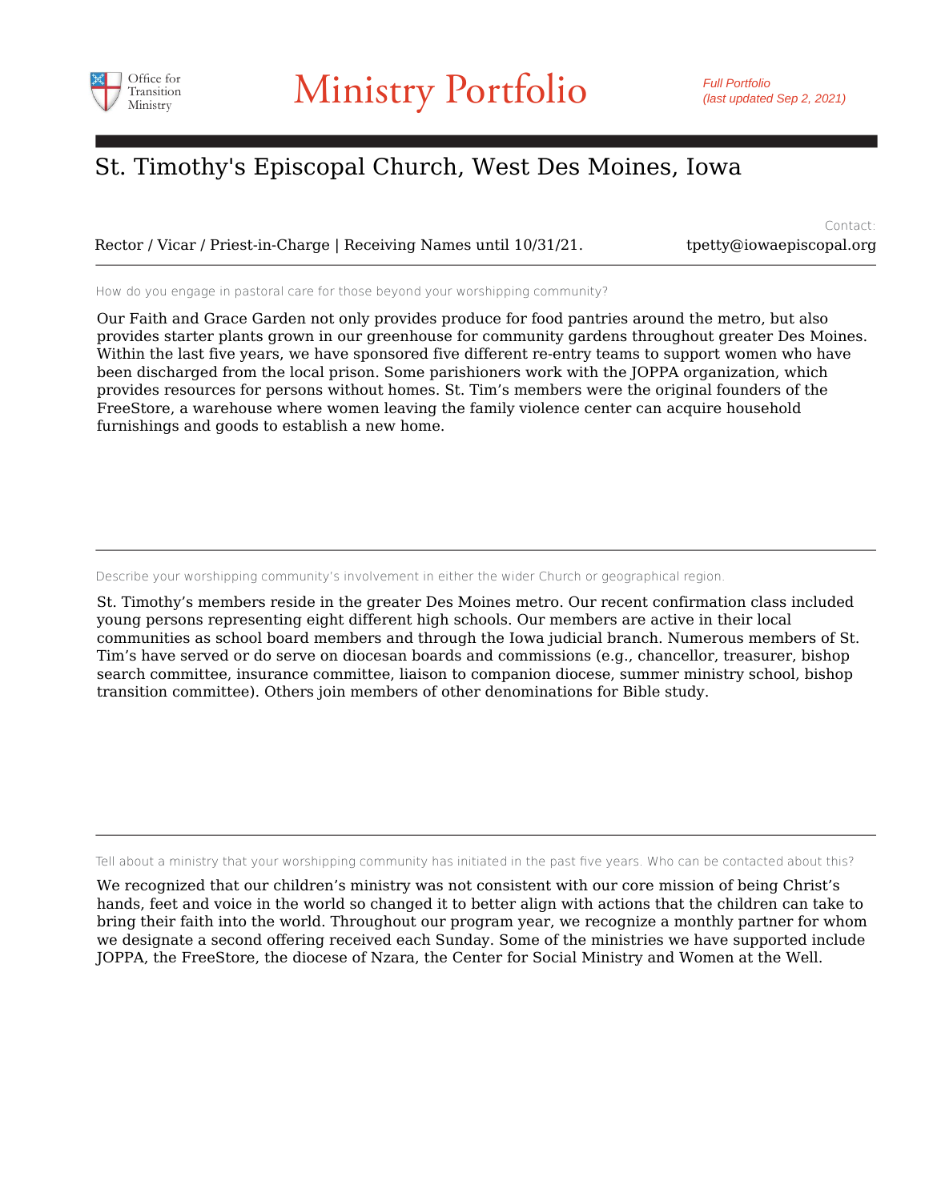Office for Transition Ministry

# Ministry Portfolio

*Full Portfolio (last updated Sep 2, 2021)*

## St. Timothy's Episcopal Church, West Des Moines, Iowa

Rector / Vicar / Priest-in-Charge | Receiving Names until 10/31/21.

Contact: tpetty@iowaepiscopal.org

---

How do you engage in pastoral care for those beyond your worshipping community?

Our Faith and Grace Garden not only provides produce for food pantries around the metro, but also provides starter plants grown in our greenhouse for community gardens throughout greater Des Moines. Within the last five years, we have sponsored five different re-entry teams to support women who have been discharged from the local prison. Some parishioners work with the JOPPA organization, which provides resources for persons without homes. St. Tim's members were the original founders of the FreeStore, a warehouse where women leaving the family violence center can acquire household furnishings and goods to establish a new home.

---

Describe your worshipping community's involvement in either the wider Church or geographical region.

St. Timothy's members reside in the greater Des Moines metro. Our recent confirmation class included young persons representing eight different high schools. Our members are active in their local communities as school board members and through the Iowa judicial branch. Numerous members of St. Tim's have served or do serve on diocesan boards and commissions (e.g., chancellor, treasurer, bishop search committee, insurance committee, liaison to companion diocese, summer ministry school, bishop transition committee). Others join members of other denominations for Bible study.

---

Tell about a ministry that your worshipping community has initiated in the past five years. Who can be contacted about this?

We recognized that our children's ministry was not consistent with our core mission of being Christ's hands, feet and voice in the world so changed it to better align with actions that the children can take to bring their faith into the world. Throughout our program year, we recognize a monthly partner for whom we designate a second offering received each Sunday. Some of the ministries we have supported include JOPPA, the FreeStore, the diocese of Nzara, the Center for Social Ministry and Women at the Well.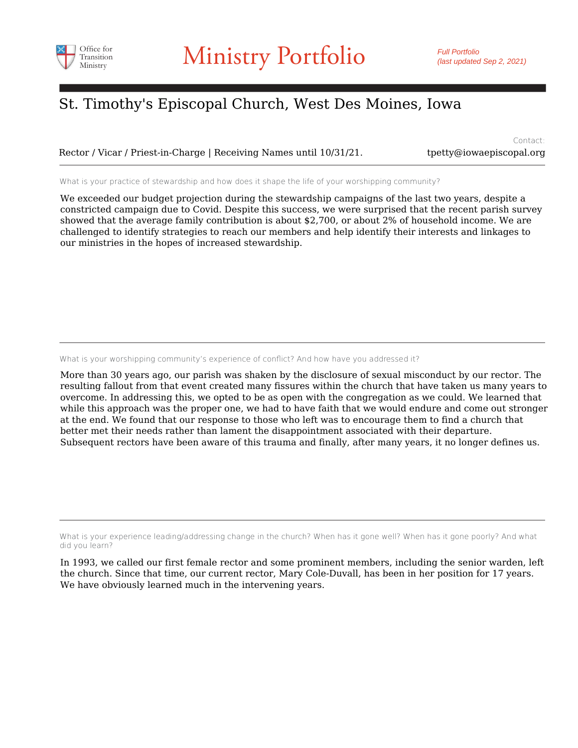# St. Timothy's Episcopal Church, West Des Moines, Iowa

Rector / Vicar / Priest-in-Charge | Receiving Names until 10/31/21.

Contact: tpetty@iowaepiscopal.org

---

What is your practice of stewardship and how does it shape the life of your worshipping community?

We exceeded our budget projection during the stewardship campaigns of the last two years, despite a constricted campaign due to Covid. Despite this success, we were surprised that the recent parish survey showed that the average family contribution is about $2,700, or about 2% of household income. We are challenged to identify strategies to reach our members and help identify their interests and linkages to our ministries in the hopes of increased stewardship.

---

What is your worshipping community's experience of conflict? And how have you addressed it?

More than 30 years ago, our parish was shaken by the disclosure of sexual misconduct by our rector. The resulting fallout from that event created many fissures within the church that have taken us many years to overcome. In addressing this, we opted to be as open with the congregation as we could. We learned that while this approach was the proper one, we had to have faith that we would endure and come out stronger at the end. We found that our response to those who left was to encourage them to find a church that better met their needs rather than lament the disappointment associated with their departure. Subsequent rectors have been aware of this trauma and finally, after many years, it no longer defines us.

---

What is your experience leading/addressing change in the church? When has it gone well? When has it gone poorly? And what did you learn?

In 1993, we called our first female rector and some prominent members, including the senior warden, left the church. Since that time, our current rector, Mary Cole-Duvall, has been in her position for 17 years. We have obviously learned much in the intervening years.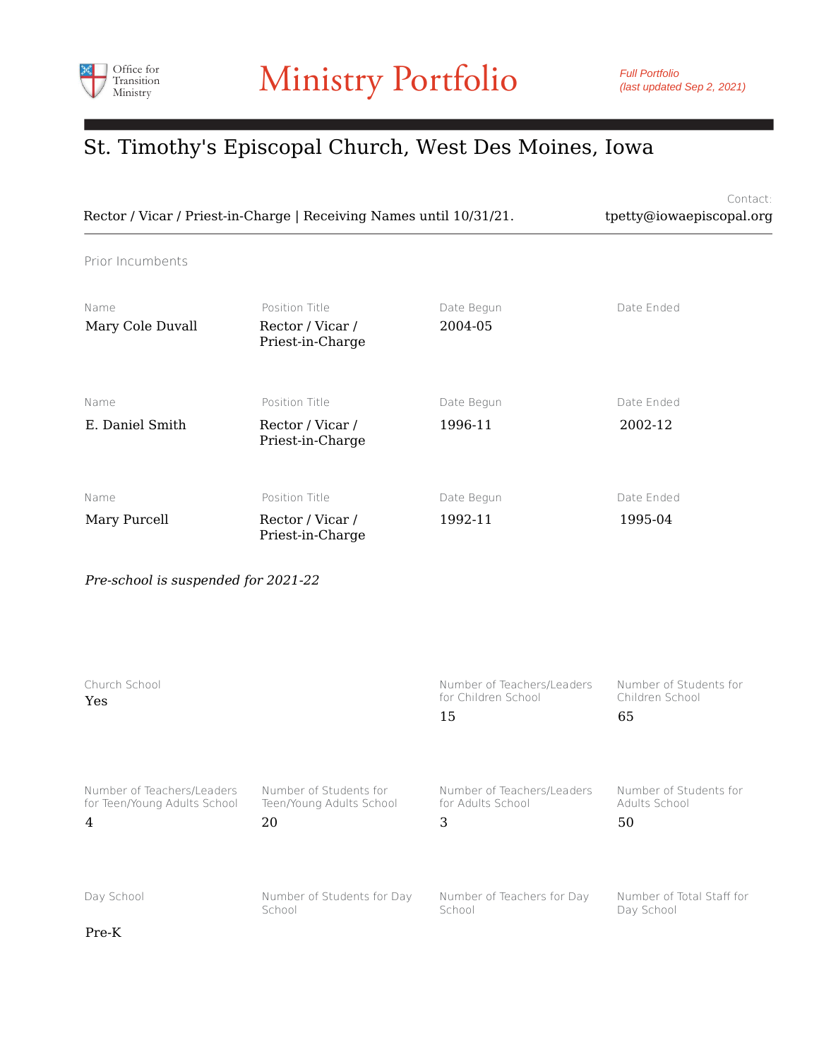Office for Transition Ministry

# Ministry Portfolio

*Full Portfolio (last updated Sep 2, 2021)*

## St. Timothy's Episcopal Church, West Des Moines, Iowa

Rector / Vicar / Priest-in-Charge | Receiving Names until 10/31/21.

Contact: tpetty@iowaepiscopal.org

### Prior Incumbents

| Name | Position Title | Date Begun | Date Ended |
|---|---|---|---|
| Mary Cole Duvall | Rector / Vicar / Priest-in-Charge | 2004-05 | |
| E. Daniel Smith | Rector / Vicar / Priest-in-Charge | 1996-11 | 2002-12 |
| Mary Purcell | Rector / Vicar / Priest-in-Charge | 1992-11 | 1995-04 |

*Pre-school is suspended for 2021-22*

| Church School | | Number of Teachers/Leaders for Children School | Number of Students for Children School |
|---|---|---|---|
| Yes | | 15 | 65 |

| Number of Teachers/Leaders for Teen/Young Adults School | Number of Students for Teen/Young Adults School | Number of Teachers/Leaders for Adults School | Number of Students for Adults School |
|---|---|---|---|
| 4 | 20 | 3 | 50 |

| Day School | Number of Students for Day School | Number of Teachers for Day School | Number of Total Staff for Day School |
|---|---|---|---|
| Pre-K | | | |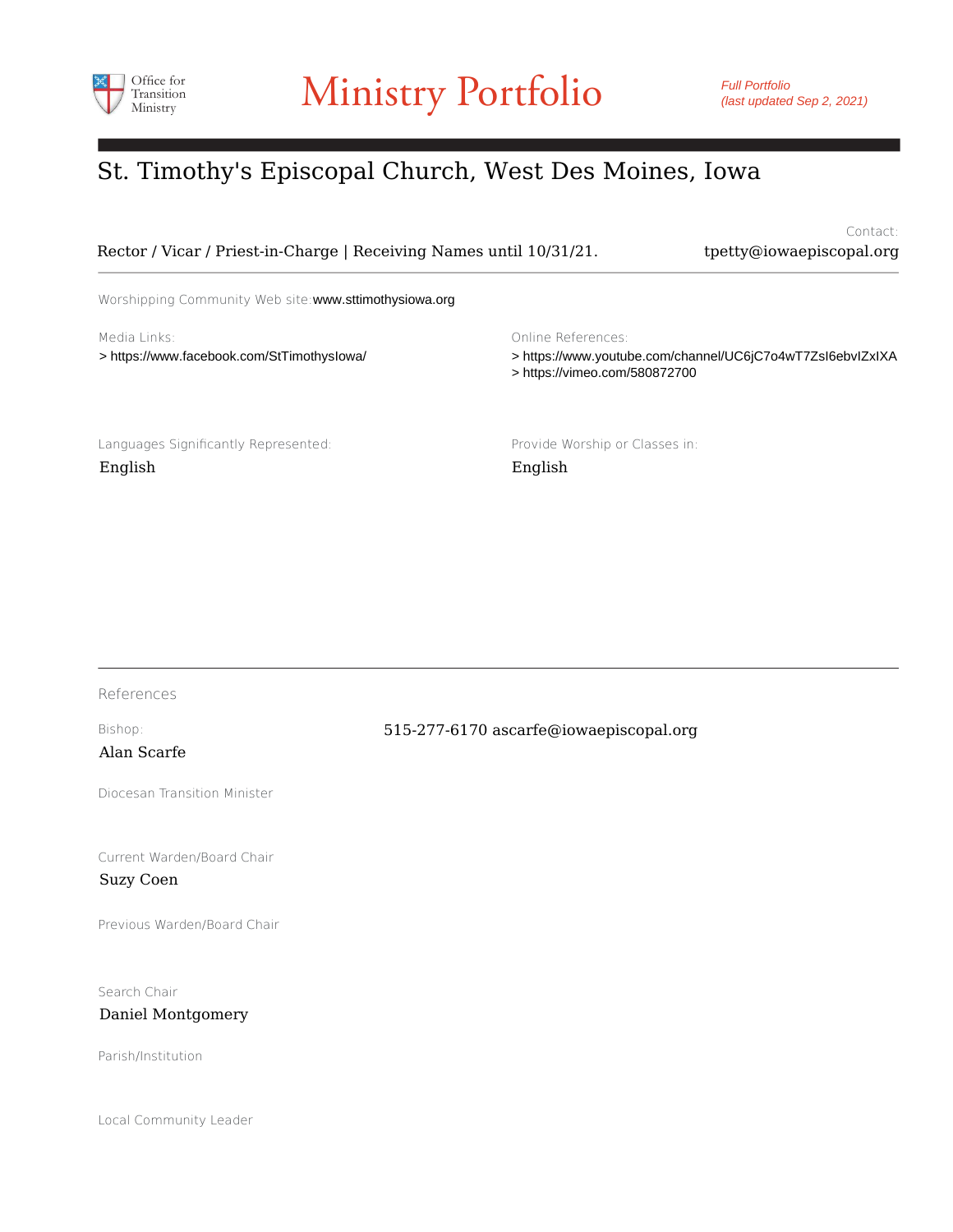Office for Transition Ministry

# Ministry Portfolio

*Full Portfolio*
*(last updated Sep 2, 2021)*

## St. Timothy's Episcopal Church, West Des Moines, Iowa

Rector / Vicar / Priest-in-Charge | Receiving Names until 10/31/21.

Contact:
tpetty@iowaepiscopal.org

Worshipping Community Web site: www.sttimothysiowa.org

Media Links:
> https://www.facebook.com/StTimothysIowa/

Online References:
> https://www.youtube.com/channel/UC6jC7o4wT7ZsI6ebvIZxIXA
> https://vimeo.com/580872700

Languages Significantly Represented:
English

Provide Worship or Classes in:
English

---

### References

Bishop:
Alan Scarfe
515-277-6170 ascarfe@iowaepiscopal.org

Diocesan Transition Minister

Current Warden/Board Chair
Suzy Coen

Previous Warden/Board Chair

Search Chair
Daniel Montgomery

Parish/Institution

Local Community Leader